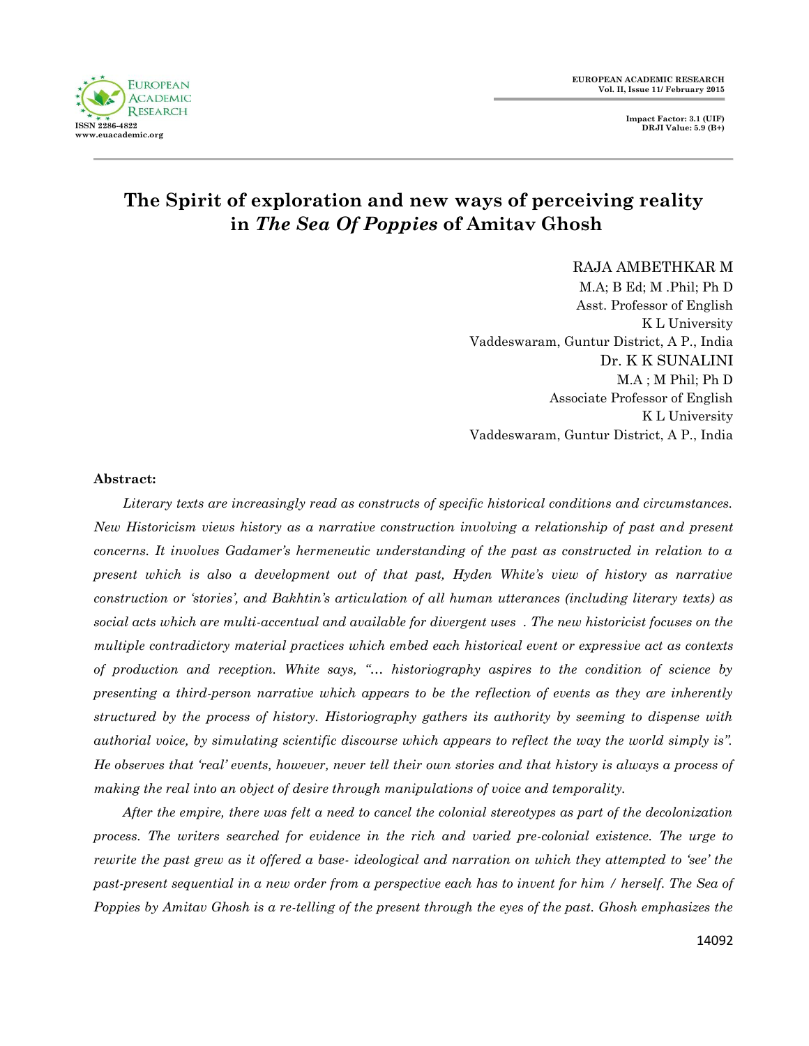# The Spirit of exploration and new ways of perceiving reality in *The Sea Of Poppies* of Amitav Ghosh

RAJA AMBETHKAR M
M.A; B Ed; M .Phil; Ph D
Asst. Professor of English
K L University
Vaddeswaram, Guntur District, A P., India

Dr. K K SUNALINI
M.A ; M Phil; Ph D
Associate Professor of English
K L University
Vaddeswaram, Guntur District, A P., India

**Abstract:**

*Literary texts are increasingly read as constructs of specific historical conditions and circumstances. New Historicism views history as a narrative construction involving a relationship of past and present concerns. It involves Gadamer's hermeneutic understanding of the past as constructed in relation to a present which is also a development out of that past, Hyden White's view of history as narrative construction or 'stories', and Bakhtin's articulation of all human utterances (including literary texts) as social acts which are multi-accentual and available for divergent uses . The new historicist focuses on the multiple contradictory material practices which embed each historical event or expressive act as contexts of production and reception. White says, "… historiography aspires to the condition of science by presenting a third-person narrative which appears to be the reflection of events as they are inherently structured by the process of history. Historiography gathers its authority by seeming to dispense with authorial voice, by simulating scientific discourse which appears to reflect the way the world simply is". He observes that 'real' events, however, never tell their own stories and that history is always a process of making the real into an object of desire through manipulations of voice and temporality.*

*After the empire, there was felt a need to cancel the colonial stereotypes as part of the decolonization process. The writers searched for evidence in the rich and varied pre-colonial existence. The urge to rewrite the past grew as it offered a base- ideological and narration on which they attempted to 'see' the past-present sequential in a new order from a perspective each has to invent for him / herself. The Sea of Poppies by Amitav Ghosh is a re-telling of the present through the eyes of the past. Ghosh emphasizes the*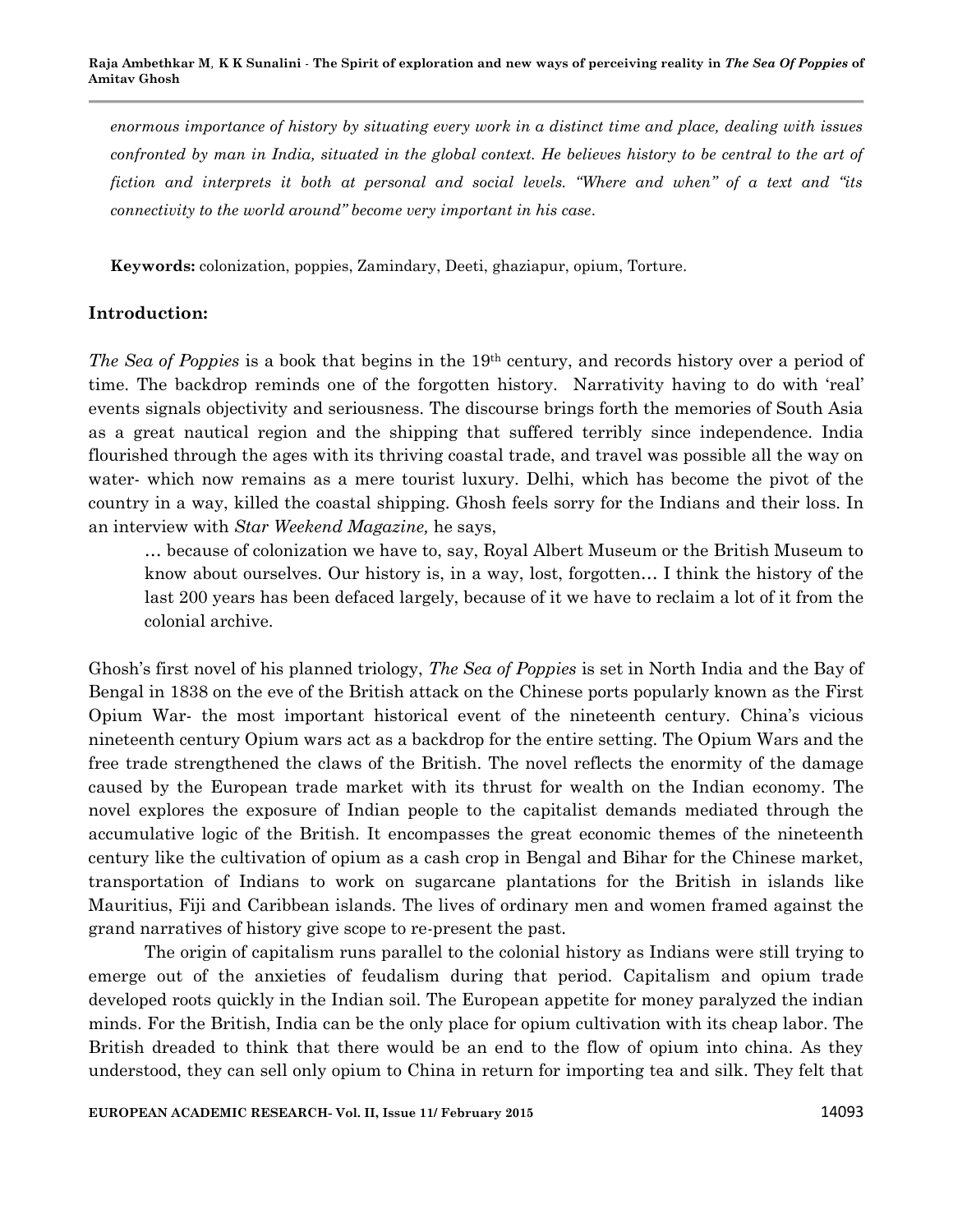*enormous importance of history by situating every work in a distinct time and place, dealing with issues confronted by man in India, situated in the global context. He believes history to be central to the art of fiction and interprets it both at personal and social levels. "Where and when" of a text and "its connectivity to the world around" become very important in his case.*

**Keywords:** colonization, poppies, Zamindary, Deeti, ghaziapur, opium, Torture.

## Introduction:

*The Sea of Poppies* is a book that begins in the 19th century, and records history over a period of time. The backdrop reminds one of the forgotten history. Narrativity having to do with 'real' events signals objectivity and seriousness. The discourse brings forth the memories of South Asia as a great nautical region and the shipping that suffered terribly since independence. India flourished through the ages with its thriving coastal trade, and travel was possible all the way on water- which now remains as a mere tourist luxury. Delhi, which has become the pivot of the country in a way, killed the coastal shipping. Ghosh feels sorry for the Indians and their loss. In an interview with *Star Weekend Magazine,* he says,

> … because of colonization we have to, say, Royal Albert Museum or the British Museum to know about ourselves. Our history is, in a way, lost, forgotten… I think the history of the last 200 years has been defaced largely, because of it we have to reclaim a lot of it from the colonial archive.

Ghosh's first novel of his planned triology, *The Sea of Poppies* is set in North India and the Bay of Bengal in 1838 on the eve of the British attack on the Chinese ports popularly known as the First Opium War- the most important historical event of the nineteenth century. China's vicious nineteenth century Opium wars act as a backdrop for the entire setting. The Opium Wars and the free trade strengthened the claws of the British. The novel reflects the enormity of the damage caused by the European trade market with its thrust for wealth on the Indian economy. The novel explores the exposure of Indian people to the capitalist demands mediated through the accumulative logic of the British. It encompasses the great economic themes of the nineteenth century like the cultivation of opium as a cash crop in Bengal and Bihar for the Chinese market, transportation of Indians to work on sugarcane plantations for the British in islands like Mauritius, Fiji and Caribbean islands. The lives of ordinary men and women framed against the grand narratives of history give scope to re-present the past.

The origin of capitalism runs parallel to the colonial history as Indians were still trying to emerge out of the anxieties of feudalism during that period. Capitalism and opium trade developed roots quickly in the Indian soil. The European appetite for money paralyzed the indian minds. For the British, India can be the only place for opium cultivation with its cheap labor. The British dreaded to think that there would be an end to the flow of opium into china. As they understood, they can sell only opium to China in return for importing tea and silk. They felt that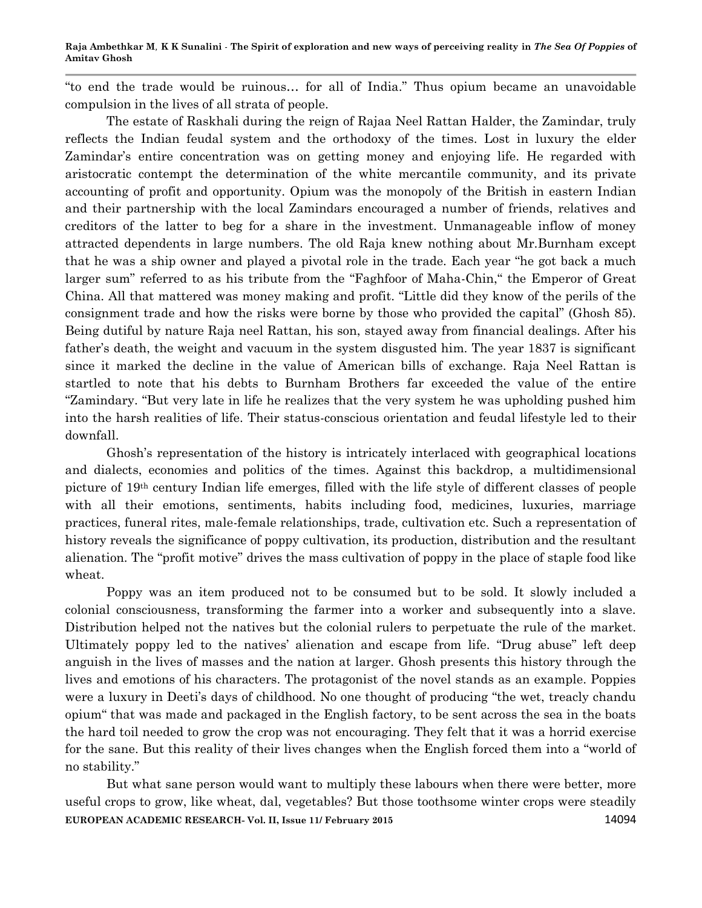"to end the trade would be ruinous… for all of India." Thus opium became an unavoidable compulsion in the lives of all strata of people.

The estate of Raskhali during the reign of Rajaa Neel Rattan Halder, the Zamindar, truly reflects the Indian feudal system and the orthodoxy of the times. Lost in luxury the elder Zamindar's entire concentration was on getting money and enjoying life. He regarded with aristocratic contempt the determination of the white mercantile community, and its private accounting of profit and opportunity. Opium was the monopoly of the British in eastern Indian and their partnership with the local Zamindars encouraged a number of friends, relatives and creditors of the latter to beg for a share in the investment. Unmanageable inflow of money attracted dependents in large numbers. The old Raja knew nothing about Mr.Burnham except that he was a ship owner and played a pivotal role in the trade. Each year "he got back a much larger sum" referred to as his tribute from the "Faghfoor of Maha-Chin," the Emperor of Great China. All that mattered was money making and profit. "Little did they know of the perils of the consignment trade and how the risks were borne by those who provided the capital" (Ghosh 85). Being dutiful by nature Raja neel Rattan, his son, stayed away from financial dealings. After his father's death, the weight and vacuum in the system disgusted him. The year 1837 is significant since it marked the decline in the value of American bills of exchange. Raja Neel Rattan is startled to note that his debts to Burnham Brothers far exceeded the value of the entire "Zamindary. "But very late in life he realizes that the very system he was upholding pushed him into the harsh realities of life. Their status-conscious orientation and feudal lifestyle led to their downfall.

Ghosh's representation of the history is intricately interlaced with geographical locations and dialects, economies and politics of the times. Against this backdrop, a multidimensional picture of 19th century Indian life emerges, filled with the life style of different classes of people with all their emotions, sentiments, habits including food, medicines, luxuries, marriage practices, funeral rites, male-female relationships, trade, cultivation etc. Such a representation of history reveals the significance of poppy cultivation, its production, distribution and the resultant alienation. The "profit motive" drives the mass cultivation of poppy in the place of staple food like wheat.

Poppy was an item produced not to be consumed but to be sold. It slowly included a colonial consciousness, transforming the farmer into a worker and subsequently into a slave. Distribution helped not the natives but the colonial rulers to perpetuate the rule of the market. Ultimately poppy led to the natives' alienation and escape from life. "Drug abuse" left deep anguish in the lives of masses and the nation at larger. Ghosh presents this history through the lives and emotions of his characters. The protagonist of the novel stands as an example. Poppies were a luxury in Deeti's days of childhood. No one thought of producing "the wet, treacly chandu opium" that was made and packaged in the English factory, to be sent across the sea in the boats the hard toil needed to grow the crop was not encouraging. They felt that it was a horrid exercise for the sane. But this reality of their lives changes when the English forced them into a "world of no stability."

But what sane person would want to multiply these labours when there were better, more useful crops to grow, like wheat, dal, vegetables? But those toothsome winter crops were steadily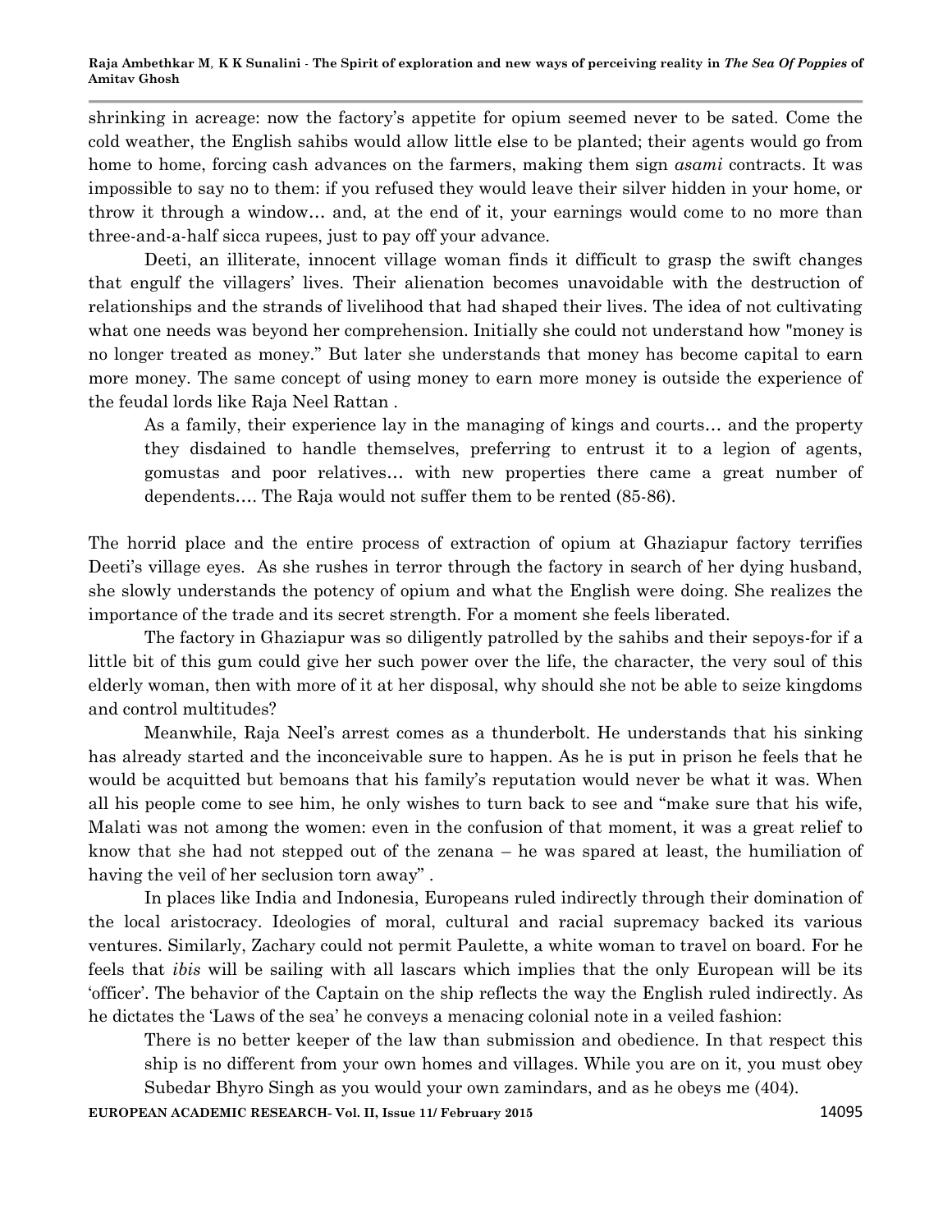shrinking in acreage: now the factory's appetite for opium seemed never to be sated. Come the cold weather, the English sahibs would allow little else to be planted; their agents would go from home to home, forcing cash advances on the farmers, making them sign *asami* contracts. It was impossible to say no to them: if you refused they would leave their silver hidden in your home, or throw it through a window… and, at the end of it, your earnings would come to no more than three-and-a-half sicca rupees, just to pay off your advance.

Deeti, an illiterate, innocent village woman finds it difficult to grasp the swift changes that engulf the villagers' lives. Their alienation becomes unavoidable with the destruction of relationships and the strands of livelihood that had shaped their lives. The idea of not cultivating what one needs was beyond her comprehension. Initially she could not understand how "money is no longer treated as money." But later she understands that money has become capital to earn more money. The same concept of using money to earn more money is outside the experience of the feudal lords like Raja Neel Rattan .

> As a family, their experience lay in the managing of kings and courts… and the property they disdained to handle themselves, preferring to entrust it to a legion of agents, gomustas and poor relatives… with new properties there came a great number of dependents…. The Raja would not suffer them to be rented (85-86).

The horrid place and the entire process of extraction of opium at Ghaziapur factory terrifies Deeti's village eyes. As she rushes in terror through the factory in search of her dying husband, she slowly understands the potency of opium and what the English were doing. She realizes the importance of the trade and its secret strength. For a moment she feels liberated.

The factory in Ghaziapur was so diligently patrolled by the sahibs and their sepoys-for if a little bit of this gum could give her such power over the life, the character, the very soul of this elderly woman, then with more of it at her disposal, why should she not be able to seize kingdoms and control multitudes?

Meanwhile, Raja Neel's arrest comes as a thunderbolt. He understands that his sinking has already started and the inconceivable sure to happen. As he is put in prison he feels that he would be acquitted but bemoans that his family's reputation would never be what it was. When all his people come to see him, he only wishes to turn back to see and "make sure that his wife, Malati was not among the women: even in the confusion of that moment, it was a great relief to know that she had not stepped out of the zenana – he was spared at least, the humiliation of having the veil of her seclusion torn away" .

In places like India and Indonesia, Europeans ruled indirectly through their domination of the local aristocracy. Ideologies of moral, cultural and racial supremacy backed its various ventures. Similarly, Zachary could not permit Paulette, a white woman to travel on board. For he feels that *ibis* will be sailing with all lascars which implies that the only European will be its 'officer'. The behavior of the Captain on the ship reflects the way the English ruled indirectly. As he dictates the 'Laws of the sea' he conveys a menacing colonial note in a veiled fashion:

> There is no better keeper of the law than submission and obedience. In that respect this ship is no different from your own homes and villages. While you are on it, you must obey Subedar Bhyro Singh as you would your own zamindars, and as he obeys me (404).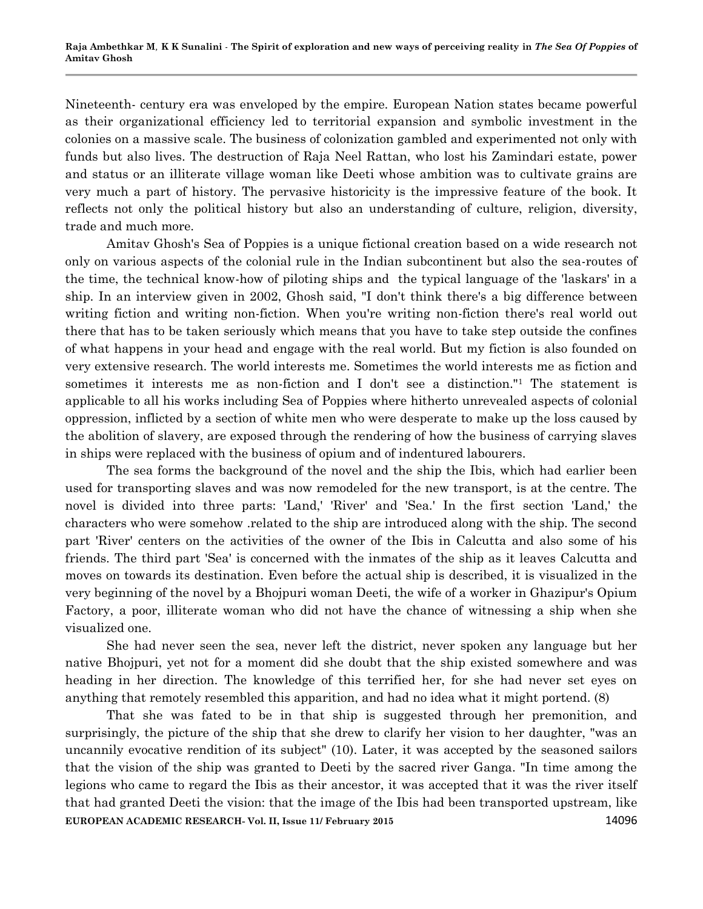Nineteenth- century era was enveloped by the empire. European Nation states became powerful as their organizational efficiency led to territorial expansion and symbolic investment in the colonies on a massive scale. The business of colonization gambled and experimented not only with funds but also lives. The destruction of Raja Neel Rattan, who lost his Zamindari estate, power and status or an illiterate village woman like Deeti whose ambition was to cultivate grains are very much a part of history. The pervasive historicity is the impressive feature of the book. It reflects not only the political history but also an understanding of culture, religion, diversity, trade and much more.

Amitav Ghosh's Sea of Poppies is a unique fictional creation based on a wide research not only on various aspects of the colonial rule in the Indian subcontinent but also the sea-routes of the time, the technical know-how of piloting ships and the typical language of the 'laskars' in a ship. In an interview given in 2002, Ghosh said, "I don't think there's a big difference between writing fiction and writing non-fiction. When you're writing non-fiction there's real world out there that has to be taken seriously which means that you have to take step outside the confines of what happens in your head and engage with the real world. But my fiction is also founded on very extensive research. The world interests me. Sometimes the world interests me as fiction and sometimes it interests me as non-fiction and I don't see a distinction."[1] The statement is applicable to all his works including Sea of Poppies where hitherto unrevealed aspects of colonial oppression, inflicted by a section of white men who were desperate to make up the loss caused by the abolition of slavery, are exposed through the rendering of how the business of carrying slaves in ships were replaced with the business of opium and of indentured labourers.

The sea forms the background of the novel and the ship the Ibis, which had earlier been used for transporting slaves and was now remodeled for the new transport, is at the centre. The novel is divided into three parts: 'Land,' 'River' and 'Sea.' In the first section 'Land,' the characters who were somehow .related to the ship are introduced along with the ship. The second part 'River' centers on the activities of the owner of the Ibis in Calcutta and also some of his friends. The third part 'Sea' is concerned with the inmates of the ship as it leaves Calcutta and moves on towards its destination. Even before the actual ship is described, it is visualized in the very beginning of the novel by a Bhojpuri woman Deeti, the wife of a worker in Ghazipur's Opium Factory, a poor, illiterate woman who did not have the chance of witnessing a ship when she visualized one.

She had never seen the sea, never left the district, never spoken any language but her native Bhojpuri, yet not for a moment did she doubt that the ship existed somewhere and was heading in her direction. The knowledge of this terrified her, for she had never set eyes on anything that remotely resembled this apparition, and had no idea what it might portend. (8)

That she was fated to be in that ship is suggested through her premonition, and surprisingly, the picture of the ship that she drew to clarify her vision to her daughter, "was an uncannily evocative rendition of its subject" (10). Later, it was accepted by the seasoned sailors that the vision of the ship was granted to Deeti by the sacred river Ganga. "In time among the legions who came to regard the Ibis as their ancestor, it was accepted that it was the river itself that had granted Deeti the vision: that the image of the Ibis had been transported upstream, like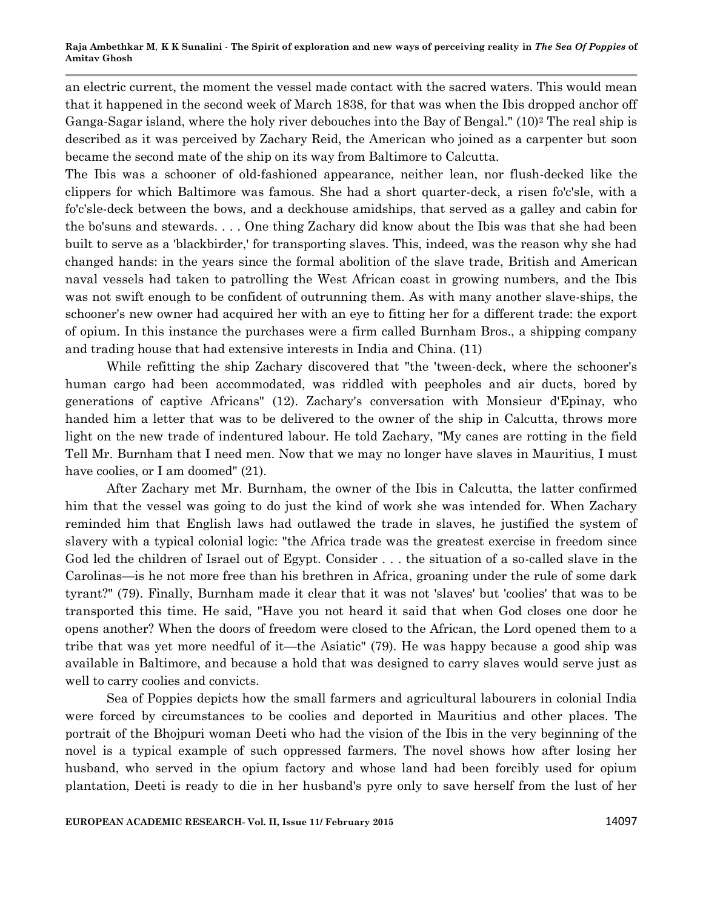an electric current, the moment the vessel made contact with the sacred waters. This would mean that it happened in the second week of March 1838, for that was when the Ibis dropped anchor off Ganga-Sagar island, where the holy river debouches into the Bay of Bengal." (10)[2] The real ship is described as it was perceived by Zachary Reid, the American who joined as a carpenter but soon became the second mate of the ship on its way from Baltimore to Calcutta.

The Ibis was a schooner of old-fashioned appearance, neither lean, nor flush-decked like the clippers for which Baltimore was famous. She had a short quarter-deck, a risen fo'c'sle, with a fo'c'sle-deck between the bows, and a deckhouse amidships, that served as a galley and cabin for the bo'suns and stewards. . . . One thing Zachary did know about the Ibis was that she had been built to serve as a 'blackbirder,' for transporting slaves. This, indeed, was the reason why she had changed hands: in the years since the formal abolition of the slave trade, British and American naval vessels had taken to patrolling the West African coast in growing numbers, and the Ibis was not swift enough to be confident of outrunning them. As with many another slave-ships, the schooner's new owner had acquired her with an eye to fitting her for a different trade: the export of opium. In this instance the purchases were a firm called Burnham Bros., a shipping company and trading house that had extensive interests in India and China. (11)

While refitting the ship Zachary discovered that "the 'tween-deck, where the schooner's human cargo had been accommodated, was riddled with peepholes and air ducts, bored by generations of captive Africans" (12). Zachary's conversation with Monsieur d'Epinay, who handed him a letter that was to be delivered to the owner of the ship in Calcutta, throws more light on the new trade of indentured labour. He told Zachary, "My canes are rotting in the field Tell Mr. Burnham that I need men. Now that we may no longer have slaves in Mauritius, I must have coolies, or I am doomed" (21).

After Zachary met Mr. Burnham, the owner of the Ibis in Calcutta, the latter confirmed him that the vessel was going to do just the kind of work she was intended for. When Zachary reminded him that English laws had outlawed the trade in slaves, he justified the system of slavery with a typical colonial logic: "the Africa trade was the greatest exercise in freedom since God led the children of Israel out of Egypt. Consider . . . the situation of a so-called slave in the Carolinas—is he not more free than his brethren in Africa, groaning under the rule of some dark tyrant?" (79). Finally, Burnham made it clear that it was not 'slaves' but 'coolies' that was to be transported this time. He said, "Have you not heard it said that when God closes one door he opens another? When the doors of freedom were closed to the African, the Lord opened them to a tribe that was yet more needful of it—the Asiatic" (79). He was happy because a good ship was available in Baltimore, and because a hold that was designed to carry slaves would serve just as well to carry coolies and convicts.

Sea of Poppies depicts how the small farmers and agricultural labourers in colonial India were forced by circumstances to be coolies and deported in Mauritius and other places. The portrait of the Bhojpuri woman Deeti who had the vision of the Ibis in the very beginning of the novel is a typical example of such oppressed farmers. The novel shows how after losing her husband, who served in the opium factory and whose land had been forcibly used for opium plantation, Deeti is ready to die in her husband's pyre only to save herself from the lust of her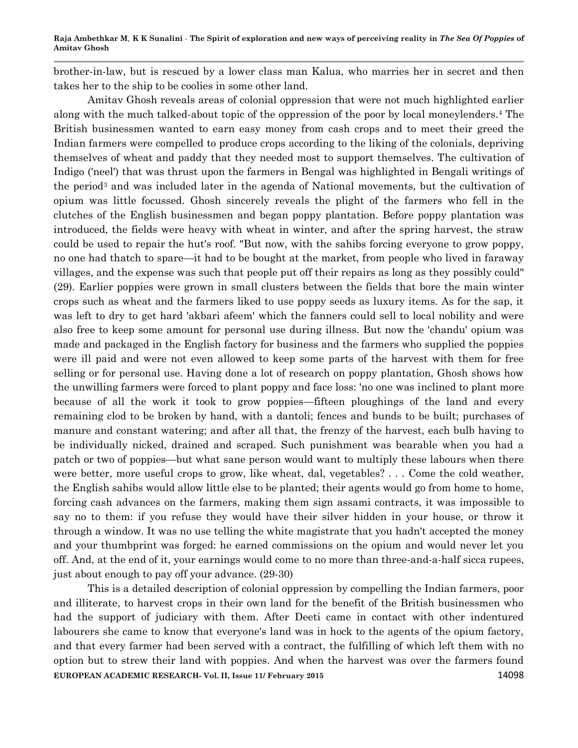brother-in-law, but is rescued by a lower class man Kalua, who marries her in secret and then takes her to the ship to be coolies in some other land.

Amitav Ghosh reveals areas of colonial oppression that were not much highlighted earlier along with the much talked-about topic of the oppression of the poor by local moneylenders.[4] The British businessmen wanted to earn easy money from cash crops and to meet their greed the Indian farmers were compelled to produce crops according to the liking of the colonials, depriving themselves of wheat and paddy that they needed most to support themselves. The cultivation of Indigo ('neel') that was thrust upon the farmers in Bengal was highlighted in Bengali writings of the period[3] and was included later in the agenda of National movements, but the cultivation of opium was little focussed. Ghosh sincerely reveals the plight of the farmers who fell in the clutches of the English businessmen and began poppy plantation. Before poppy plantation was introduced, the fields were heavy with wheat in winter, and after the spring harvest, the straw could be used to repair the hut's roof. "But now, with the sahibs forcing everyone to grow poppy, no one had thatch to spare—it had to be bought at the market, from people who lived in faraway villages, and the expense was such that people put off their repairs as long as they possibly could" (29). Earlier poppies were grown in small clusters between the fields that bore the main winter crops such as wheat and the farmers liked to use poppy seeds as luxury items. As for the sap, it was left to dry to get hard 'akbari afeem' which the fanners could sell to local nobility and were also free to keep some amount for personal use during illness. But now the 'chandu' opium was made and packaged in the English factory for business and the farmers who supplied the poppies were ill paid and were not even allowed to keep some parts of the harvest with them for free selling or for personal use. Having done a lot of research on poppy plantation, Ghosh shows how the unwilling farmers were forced to plant poppy and face loss: 'no one was inclined to plant more because of all the work it took to grow poppies—fifteen ploughings of the land and every remaining clod to be broken by hand, with a dantoli; fences and bunds to be built; purchases of manure and constant watering; and after all that, the frenzy of the harvest, each bulb having to be individually nicked, drained and scraped. Such punishment was bearable when you had a patch or two of poppies—but what sane person would want to multiply these labours when there were better, more useful crops to grow, like wheat, dal, vegetables? . . . Come the cold weather, the English sahibs would allow little else to be planted; their agents would go from home to home, forcing cash advances on the farmers, making them sign assami contracts, it was impossible to say no to them: if you refuse they would have their silver hidden in your house, or throw it through a window. It was no use telling the white magistrate that you hadn't accepted the money and your thumbprint was forged: he earned commissions on the opium and would never let you off. And, at the end of it, your earnings would come to no more than three-and-a-half sicca rupees, just about enough to pay off your advance. (29-30)

This is a detailed description of colonial oppression by compelling the Indian farmers, poor and illiterate, to harvest crops in their own land for the benefit of the British businessmen who had the support of judiciary with them. After Deeti came in contact with other indentured labourers she came to know that everyone's land was in hock to the agents of the opium factory, and that every farmer had been served with a contract, the fulfilling of which left them with no option but to strew their land with poppies. And when the harvest was over the farmers found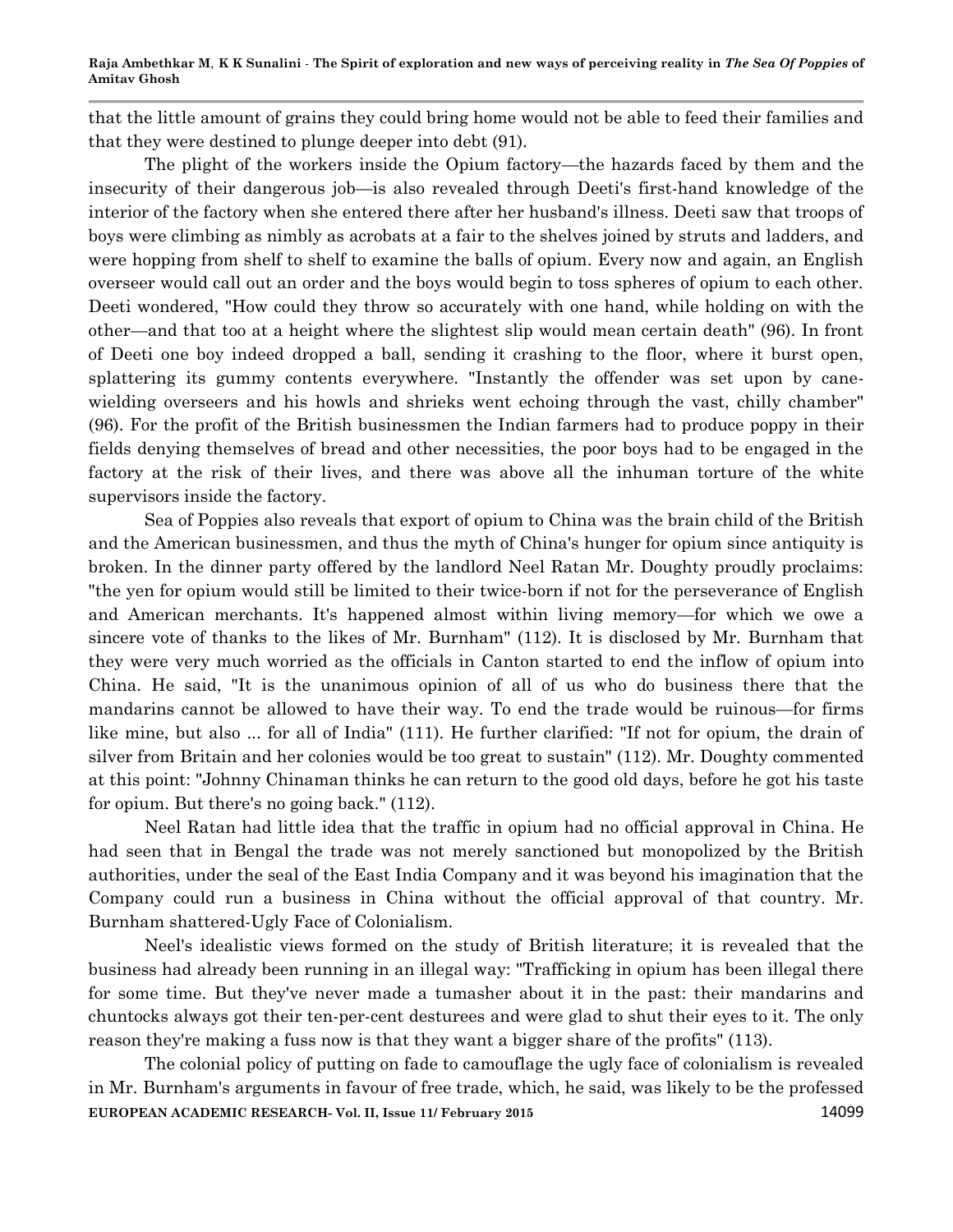that the little amount of grains they could bring home would not be able to feed their families and that they were destined to plunge deeper into debt (91).

The plight of the workers inside the Opium factory—the hazards faced by them and the insecurity of their dangerous job—is also revealed through Deeti's first-hand knowledge of the interior of the factory when she entered there after her husband's illness. Deeti saw that troops of boys were climbing as nimbly as acrobats at a fair to the shelves joined by struts and ladders, and were hopping from shelf to shelf to examine the balls of opium. Every now and again, an English overseer would call out an order and the boys would begin to toss spheres of opium to each other. Deeti wondered, "How could they throw so accurately with one hand, while holding on with the other—and that too at a height where the slightest slip would mean certain death" (96). In front of Deeti one boy indeed dropped a ball, sending it crashing to the floor, where it burst open, splattering its gummy contents everywhere. "Instantly the offender was set upon by cane-wielding overseers and his howls and shrieks went echoing through the vast, chilly chamber" (96). For the profit of the British businessmen the Indian farmers had to produce poppy in their fields denying themselves of bread and other necessities, the poor boys had to be engaged in the factory at the risk of their lives, and there was above all the inhuman torture of the white supervisors inside the factory.

Sea of Poppies also reveals that export of opium to China was the brain child of the British and the American businessmen, and thus the myth of China's hunger for opium since antiquity is broken. In the dinner party offered by the landlord Neel Ratan Mr. Doughty proudly proclaims: "the yen for opium would still be limited to their twice-born if not for the perseverance of English and American merchants. It's happened almost within living memory—for which we owe a sincere vote of thanks to the likes of Mr. Burnham" (112). It is disclosed by Mr. Burnham that they were very much worried as the officials in Canton started to end the inflow of opium into China. He said, "It is the unanimous opinion of all of us who do business there that the mandarins cannot be allowed to have their way. To end the trade would be ruinous—for firms like mine, but also ... for all of India" (111). He further clarified: "If not for opium, the drain of silver from Britain and her colonies would be too great to sustain" (112). Mr. Doughty commented at this point: "Johnny Chinaman thinks he can return to the good old days, before he got his taste for opium. But there's no going back." (112).

Neel Ratan had little idea that the traffic in opium had no official approval in China. He had seen that in Bengal the trade was not merely sanctioned but monopolized by the British authorities, under the seal of the East India Company and it was beyond his imagination that the Company could run a business in China without the official approval of that country. Mr. Burnham shattered-Ugly Face of Colonialism.

Neel's idealistic views formed on the study of British literature; it is revealed that the business had already been running in an illegal way: "Trafficking in opium has been illegal there for some time. But they've never made a tumasher about it in the past: their mandarins and chuntocks always got their ten-per-cent desturees and were glad to shut their eyes to it. The only reason they're making a fuss now is that they want a bigger share of the profits" (113).

The colonial policy of putting on fade to camouflage the ugly face of colonialism is revealed in Mr. Burnham's arguments in favour of free trade, which, he said, was likely to be the professed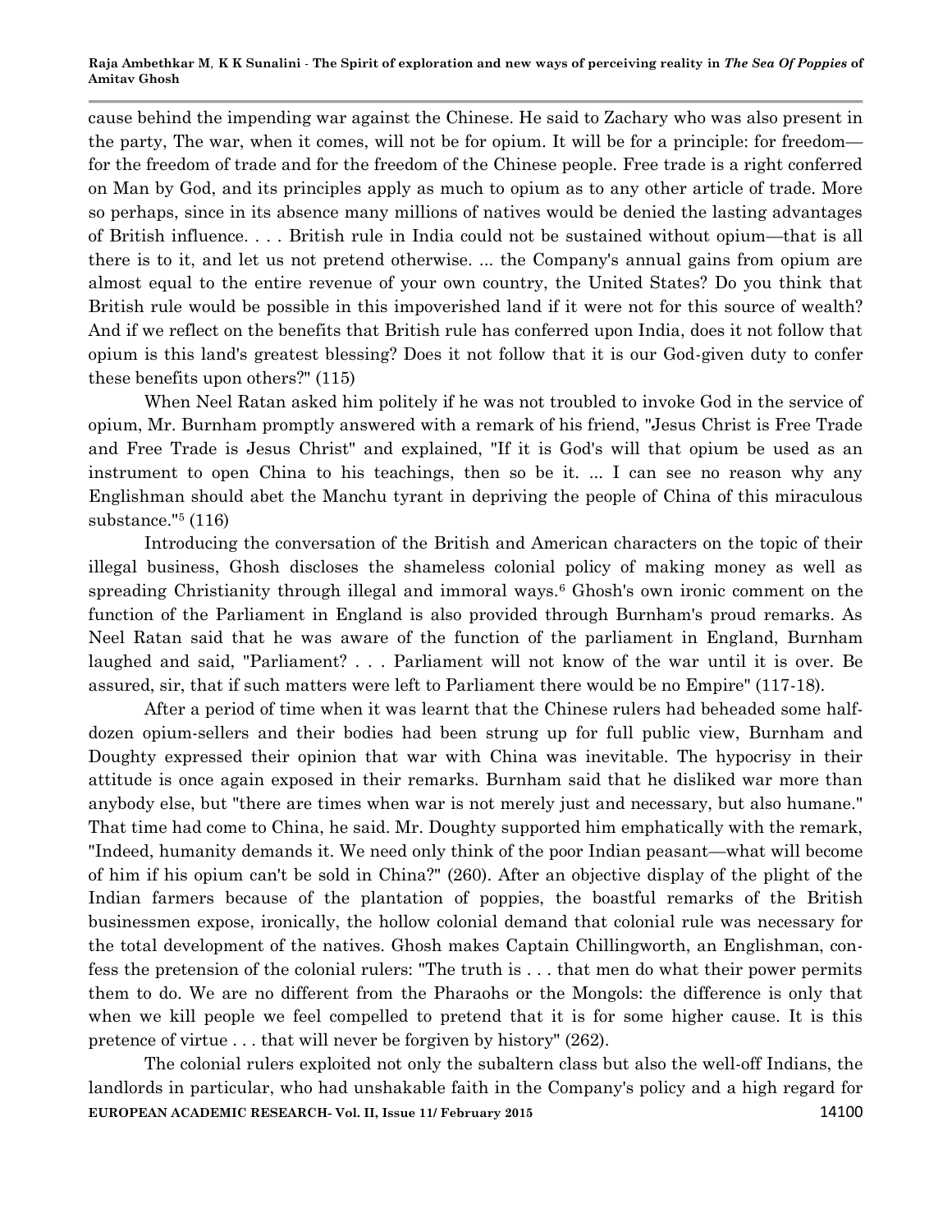cause behind the impending war against the Chinese. He said to Zachary who was also present in the party, The war, when it comes, will not be for opium. It will be for a principle: for freedom—for the freedom of trade and for the freedom of the Chinese people. Free trade is a right conferred on Man by God, and its principles apply as much to opium as to any other article of trade. More so perhaps, since in its absence many millions of natives would be denied the lasting advantages of British influence. . . . British rule in India could not be sustained without opium—that is all there is to it, and let us not pretend otherwise. ... the Company's annual gains from opium are almost equal to the entire revenue of your own country, the United States? Do you think that British rule would be possible in this impoverished land if it were not for this source of wealth? And if we reflect on the benefits that British rule has conferred upon India, does it not follow that opium is this land's greatest blessing? Does it not follow that it is our God-given duty to confer these benefits upon others?" (115)

When Neel Ratan asked him politely if he was not troubled to invoke God in the service of opium, Mr. Burnham promptly answered with a remark of his friend, "Jesus Christ is Free Trade and Free Trade is Jesus Christ" and explained, "If it is God's will that opium be used as an instrument to open China to his teachings, then so be it. ... I can see no reason why any Englishman should abet the Manchu tyrant in depriving the people of China of this miraculous substance."[5] (116)

Introducing the conversation of the British and American characters on the topic of their illegal business, Ghosh discloses the shameless colonial policy of making money as well as spreading Christianity through illegal and immoral ways.[6] Ghosh's own ironic comment on the function of the Parliament in England is also provided through Burnham's proud remarks. As Neel Ratan said that he was aware of the function of the parliament in England, Burnham laughed and said, "Parliament? . . . Parliament will not know of the war until it is over. Be assured, sir, that if such matters were left to Parliament there would be no Empire" (117-18).

After a period of time when it was learnt that the Chinese rulers had beheaded some half-dozen opium-sellers and their bodies had been strung up for full public view, Burnham and Doughty expressed their opinion that war with China was inevitable. The hypocrisy in their attitude is once again exposed in their remarks. Burnham said that he disliked war more than anybody else, but "there are times when war is not merely just and necessary, but also humane." That time had come to China, he said. Mr. Doughty supported him emphatically with the remark, "Indeed, humanity demands it. We need only think of the poor Indian peasant—what will become of him if his opium can't be sold in China?" (260). After an objective display of the plight of the Indian farmers because of the plantation of poppies, the boastful remarks of the British businessmen expose, ironically, the hollow colonial demand that colonial rule was necessary for the total development of the natives. Ghosh makes Captain Chillingworth, an Englishman, confess the pretension of the colonial rulers: "The truth is . . . that men do what their power permits them to do. We are no different from the Pharaohs or the Mongols: the difference is only that when we kill people we feel compelled to pretend that it is for some higher cause. It is this pretence of virtue . . . that will never be forgiven by history" (262).

The colonial rulers exploited not only the subaltern class but also the well-off Indians, the landlords in particular, who had unshakable faith in the Company's policy and a high regard for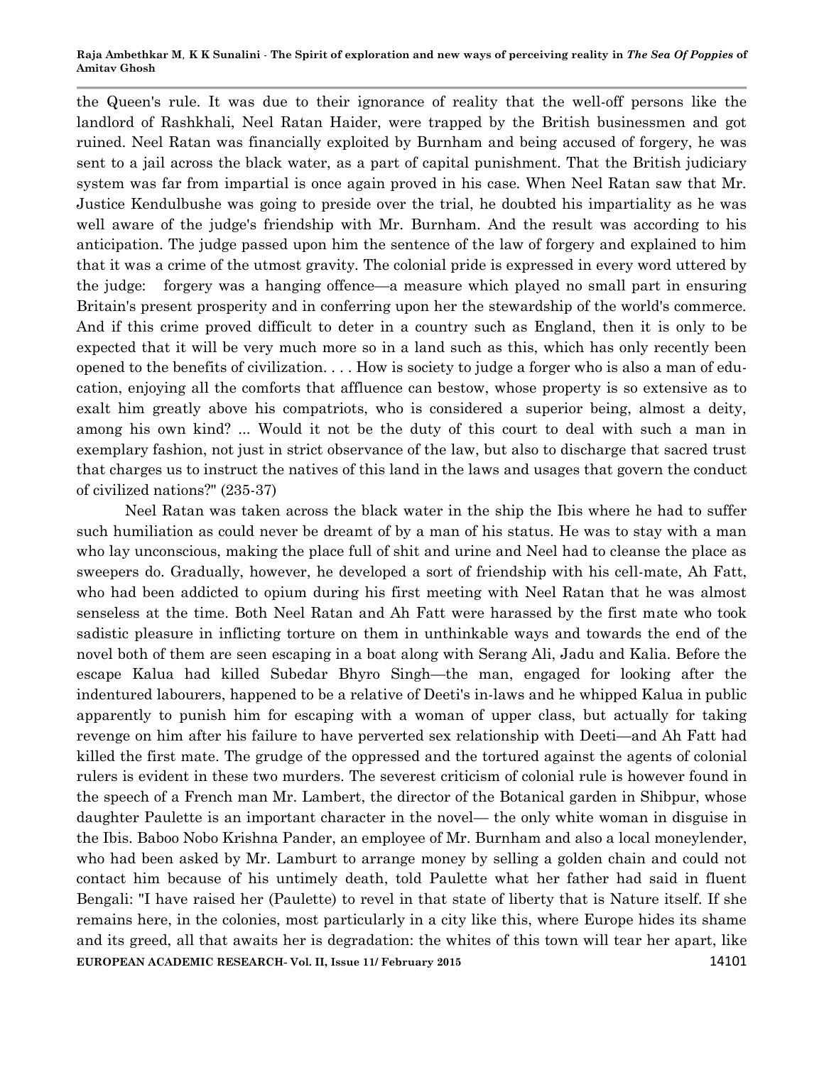the Queen's rule. It was due to their ignorance of reality that the well-off persons like the landlord of Rashkhali, Neel Ratan Haider, were trapped by the British businessmen and got ruined. Neel Ratan was financially exploited by Burnham and being accused of forgery, he was sent to a jail across the black water, as a part of capital punishment. That the British judiciary system was far from impartial is once again proved in his case. When Neel Ratan saw that Mr. Justice Kendulbushe was going to preside over the trial, he doubted his impartiality as he was well aware of the judge's friendship with Mr. Burnham. And the result was according to his anticipation. The judge passed upon him the sentence of the law of forgery and explained to him that it was a crime of the utmost gravity. The colonial pride is expressed in every word uttered by the judge: forgery was a hanging offence—a measure which played no small part in ensuring Britain's present prosperity and in conferring upon her the stewardship of the world's commerce. And if this crime proved difficult to deter in a country such as England, then it is only to be expected that it will be very much more so in a land such as this, which has only recently been opened to the benefits of civilization. . . . How is society to judge a forger who is also a man of education, enjoying all the comforts that affluence can bestow, whose property is so extensive as to exalt him greatly above his compatriots, who is considered a superior being, almost a deity, among his own kind? ... Would it not be the duty of this court to deal with such a man in exemplary fashion, not just in strict observance of the law, but also to discharge that sacred trust that charges us to instruct the natives of this land in the laws and usages that govern the conduct of civilized nations?" (235-37)

Neel Ratan was taken across the black water in the ship the Ibis where he had to suffer such humiliation as could never be dreamt of by a man of his status. He was to stay with a man who lay unconscious, making the place full of shit and urine and Neel had to cleanse the place as sweepers do. Gradually, however, he developed a sort of friendship with his cell-mate, Ah Fatt, who had been addicted to opium during his first meeting with Neel Ratan that he was almost senseless at the time. Both Neel Ratan and Ah Fatt were harassed by the first mate who took sadistic pleasure in inflicting torture on them in unthinkable ways and towards the end of the novel both of them are seen escaping in a boat along with Serang Ali, Jadu and Kalia. Before the escape Kalua had killed Subedar Bhyro Singh—the man, engaged for looking after the indentured labourers, happened to be a relative of Deeti's in-laws and he whipped Kalua in public apparently to punish him for escaping with a woman of upper class, but actually for taking revenge on him after his failure to have perverted sex relationship with Deeti—and Ah Fatt had killed the first mate. The grudge of the oppressed and the tortured against the agents of colonial rulers is evident in these two murders. The severest criticism of colonial rule is however found in the speech of a French man Mr. Lambert, the director of the Botanical garden in Shibpur, whose daughter Paulette is an important character in the novel— the only white woman in disguise in the Ibis. Baboo Nobo Krishna Pander, an employee of Mr. Burnham and also a local moneylender, who had been asked by Mr. Lamburt to arrange money by selling a golden chain and could not contact him because of his untimely death, told Paulette what her father had said in fluent Bengali: "I have raised her (Paulette) to revel in that state of liberty that is Nature itself. If she remains here, in the colonies, most particularly in a city like this, where Europe hides its shame and its greed, all that awaits her is degradation: the whites of this town will tear her apart, like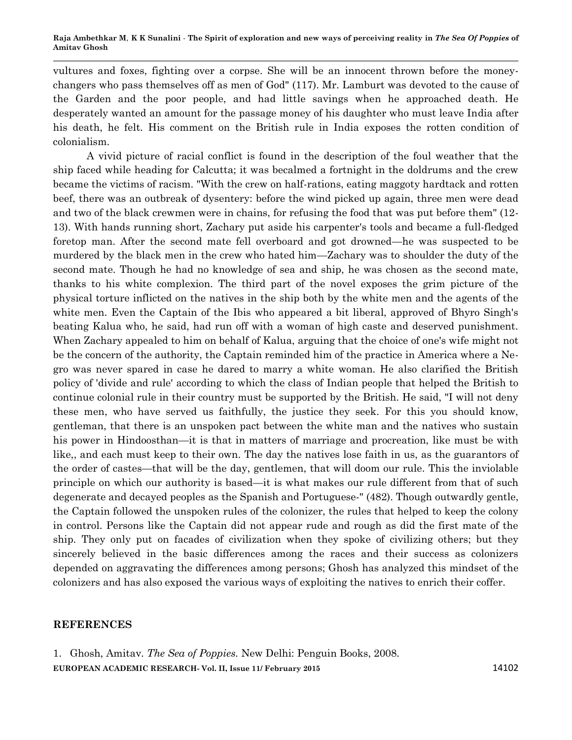vultures and foxes, fighting over a corpse. She will be an innocent thrown before the money-changers who pass themselves off as men of God" (117). Mr. Lamburt was devoted to the cause of the Garden and the poor people, and had little savings when he approached death. He desperately wanted an amount for the passage money of his daughter who must leave India after his death, he felt. His comment on the British rule in India exposes the rotten condition of colonialism.

A vivid picture of racial conflict is found in the description of the foul weather that the ship faced while heading for Calcutta; it was becalmed a fortnight in the doldrums and the crew became the victims of racism. "With the crew on half-rations, eating maggoty hardtack and rotten beef, there was an outbreak of dysentery: before the wind picked up again, three men were dead and two of the black crewmen were in chains, for refusing the food that was put before them" (12-13). With hands running short, Zachary put aside his carpenter's tools and became a full-fledged foretop man. After the second mate fell overboard and got drowned—he was suspected to be murdered by the black men in the crew who hated him—Zachary was to shoulder the duty of the second mate. Though he had no knowledge of sea and ship, he was chosen as the second mate, thanks to his white complexion. The third part of the novel exposes the grim picture of the physical torture inflicted on the natives in the ship both by the white men and the agents of the white men. Even the Captain of the Ibis who appeared a bit liberal, approved of Bhyro Singh's beating Kalua who, he said, had run off with a woman of high caste and deserved punishment. When Zachary appealed to him on behalf of Kalua, arguing that the choice of one's wife might not be the concern of the authority, the Captain reminded him of the practice in America where a Negro was never spared in case he dared to marry a white woman. He also clarified the British policy of 'divide and rule' according to which the class of Indian people that helped the British to continue colonial rule in their country must be supported by the British. He said, "I will not deny these men, who have served us faithfully, the justice they seek. For this you should know, gentleman, that there is an unspoken pact between the white man and the natives who sustain his power in Hindoosthan—it is that in matters of marriage and procreation, like must be with like,, and each must keep to their own. The day the natives lose faith in us, as the guarantors of the order of castes—that will be the day, gentlemen, that will doom our rule. This the inviolable principle on which our authority is based—it is what makes our rule different from that of such degenerate and decayed peoples as the Spanish and Portuguese-" (482). Though outwardly gentle, the Captain followed the unspoken rules of the colonizer, the rules that helped to keep the colony in control. Persons like the Captain did not appear rude and rough as did the first mate of the ship. They only put on facades of civilization when they spoke of civilizing others; but they sincerely believed in the basic differences among the races and their success as colonizers depended on aggravating the differences among persons; Ghosh has analyzed this mindset of the colonizers and has also exposed the various ways of exploiting the natives to enrich their coffer.

## REFERENCES

1. Ghosh, Amitav. *The Sea of Poppies.* New Delhi: Penguin Books, 2008.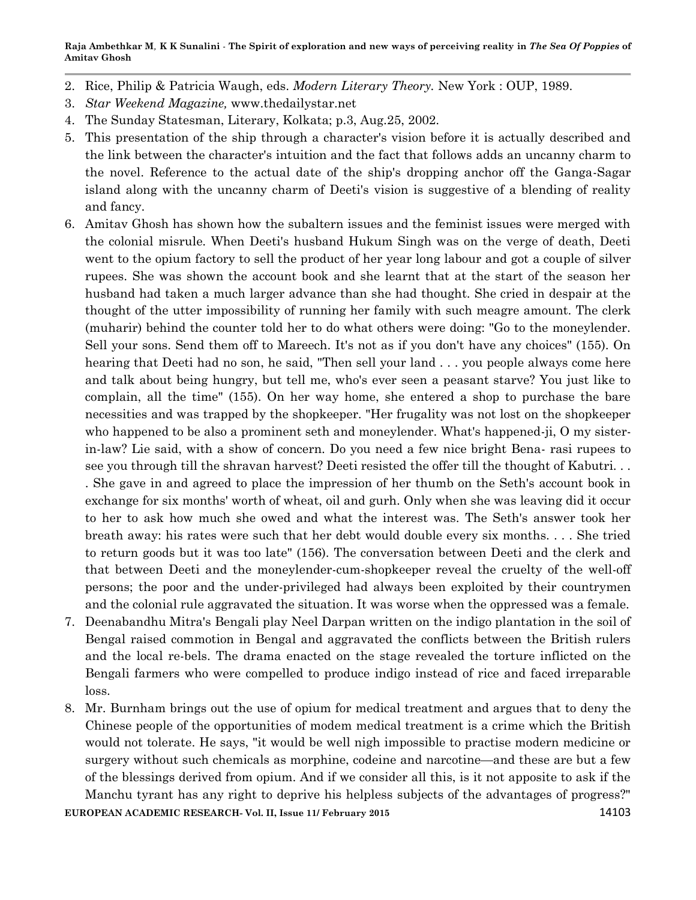2. Rice, Philip & Patricia Waugh, eds. *Modern Literary Theory.* New York : OUP, 1989.
3. *Star Weekend Magazine,* www.thedailystar.net
4. The Sunday Statesman, Literary, Kolkata; p.3, Aug.25, 2002.
5. This presentation of the ship through a character's vision before it is actually described and the link between the character's intuition and the fact that follows adds an uncanny charm to the novel. Reference to the actual date of the ship's dropping anchor off the Ganga-Sagar island along with the uncanny charm of Deeti's vision is suggestive of a blending of reality and fancy.
6. Amitav Ghosh has shown how the subaltern issues and the feminist issues were merged with the colonial misrule. When Deeti's husband Hukum Singh was on the verge of death, Deeti went to the opium factory to sell the product of her year long labour and got a couple of silver rupees. She was shown the account book and she learnt that at the start of the season her husband had taken a much larger advance than she had thought. She cried in despair at the thought of the utter impossibility of running her family with such meagre amount. The clerk (muharir) behind the counter told her to do what others were doing: "Go to the moneylender. Sell your sons. Send them off to Mareech. It's not as if you don't have any choices" (155). On hearing that Deeti had no son, he said, "Then sell your land . . . you people always come here and talk about being hungry, but tell me, who's ever seen a peasant starve? You just like to complain, all the time" (155). On her way home, she entered a shop to purchase the bare necessities and was trapped by the shopkeeper. "Her frugality was not lost on the shopkeeper who happened to be also a prominent seth and moneylender. What's happened-ji, O my sister-in-law? Lie said, with a show of concern. Do you need a few nice bright Bena- rasi rupees to see you through till the shravan harvest? Deeti resisted the offer till the thought of Kabutri. . . . She gave in and agreed to place the impression of her thumb on the Seth's account book in exchange for six months' worth of wheat, oil and gurh. Only when she was leaving did it occur to her to ask how much she owed and what the interest was. The Seth's answer took her breath away: his rates were such that her debt would double every six months. . . . She tried to return goods but it was too late" (156). The conversation between Deeti and the clerk and that between Deeti and the moneylender-cum-shopkeeper reveal the cruelty of the well-off persons; the poor and the under-privileged had always been exploited by their countrymen and the colonial rule aggravated the situation. It was worse when the oppressed was a female.
7. Deenabandhu Mitra's Bengali play Neel Darpan written on the indigo plantation in the soil of Bengal raised commotion in Bengal and aggravated the conflicts between the British rulers and the local re-bels. The drama enacted on the stage revealed the torture inflicted on the Bengali farmers who were compelled to produce indigo instead of rice and faced irreparable loss.
8. Mr. Burnham brings out the use of opium for medical treatment and argues that to deny the Chinese people of the opportunities of modem medical treatment is a crime which the British would not tolerate. He says, "it would be well nigh impossible to practise modern medicine or surgery without such chemicals as morphine, codeine and narcotine—and these are but a few of the blessings derived from opium. And if we consider all this, is it not apposite to ask if the Manchu tyrant has any right to deprive his helpless subjects of the advantages of progress?"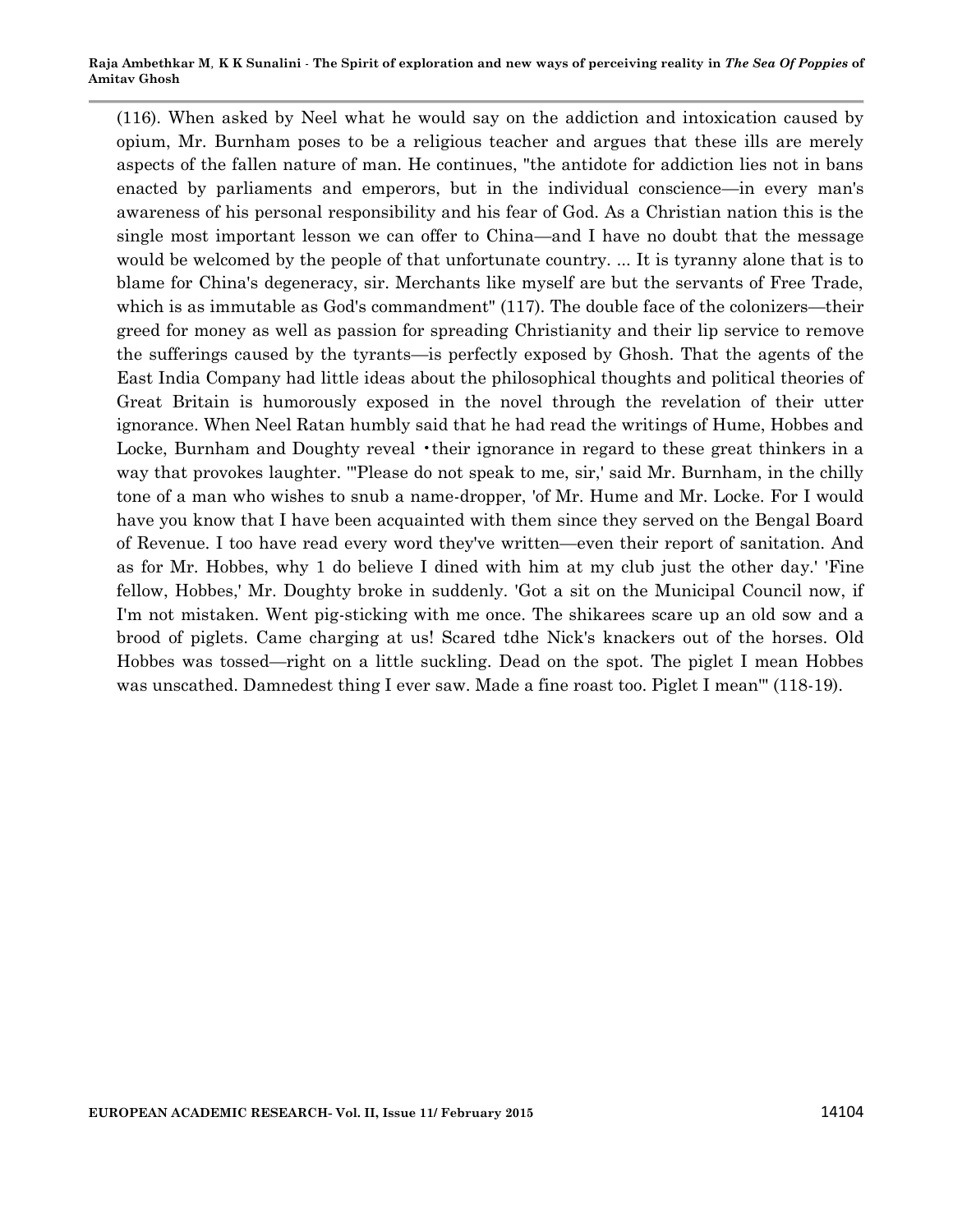(116). When asked by Neel what he would say on the addiction and intoxication caused by opium, Mr. Burnham poses to be a religious teacher and argues that these ills are merely aspects of the fallen nature of man. He continues, "the antidote for addiction lies not in bans enacted by parliaments and emperors, but in the individual conscience—in every man's awareness of his personal responsibility and his fear of God. As a Christian nation this is the single most important lesson we can offer to China—and I have no doubt that the message would be welcomed by the people of that unfortunate country. ... It is tyranny alone that is to blame for China's degeneracy, sir. Merchants like myself are but the servants of Free Trade, which is as immutable as God's commandment" (117). The double face of the colonizers—their greed for money as well as passion for spreading Christianity and their lip service to remove the sufferings caused by the tyrants—is perfectly exposed by Ghosh. That the agents of the East India Company had little ideas about the philosophical thoughts and political theories of Great Britain is humorously exposed in the novel through the revelation of their utter ignorance. When Neel Ratan humbly said that he had read the writings of Hume, Hobbes and Locke, Burnham and Doughty reveal ·their ignorance in regard to these great thinkers in a way that provokes laughter. '"Please do not speak to me, sir,' said Mr. Burnham, in the chilly tone of a man who wishes to snub a name-dropper, 'of Mr. Hume and Mr. Locke. For I would have you know that I have been acquainted with them since they served on the Bengal Board of Revenue. I too have read every word they've written—even their report of sanitation. And as for Mr. Hobbes, why 1 do believe I dined with him at my club just the other day.' 'Fine fellow, Hobbes,' Mr. Doughty broke in suddenly. 'Got a sit on the Municipal Council now, if I'm not mistaken. Went pig-sticking with me once. The shikarees scare up an old sow and a brood of piglets. Came charging at us! Scared tdhe Nick's knackers out of the horses. Old Hobbes was tossed—right on a little suckling. Dead on the spot. The piglet I mean Hobbes was unscathed. Damnedest thing I ever saw. Made a fine roast too. Piglet I mean'" (118-19).